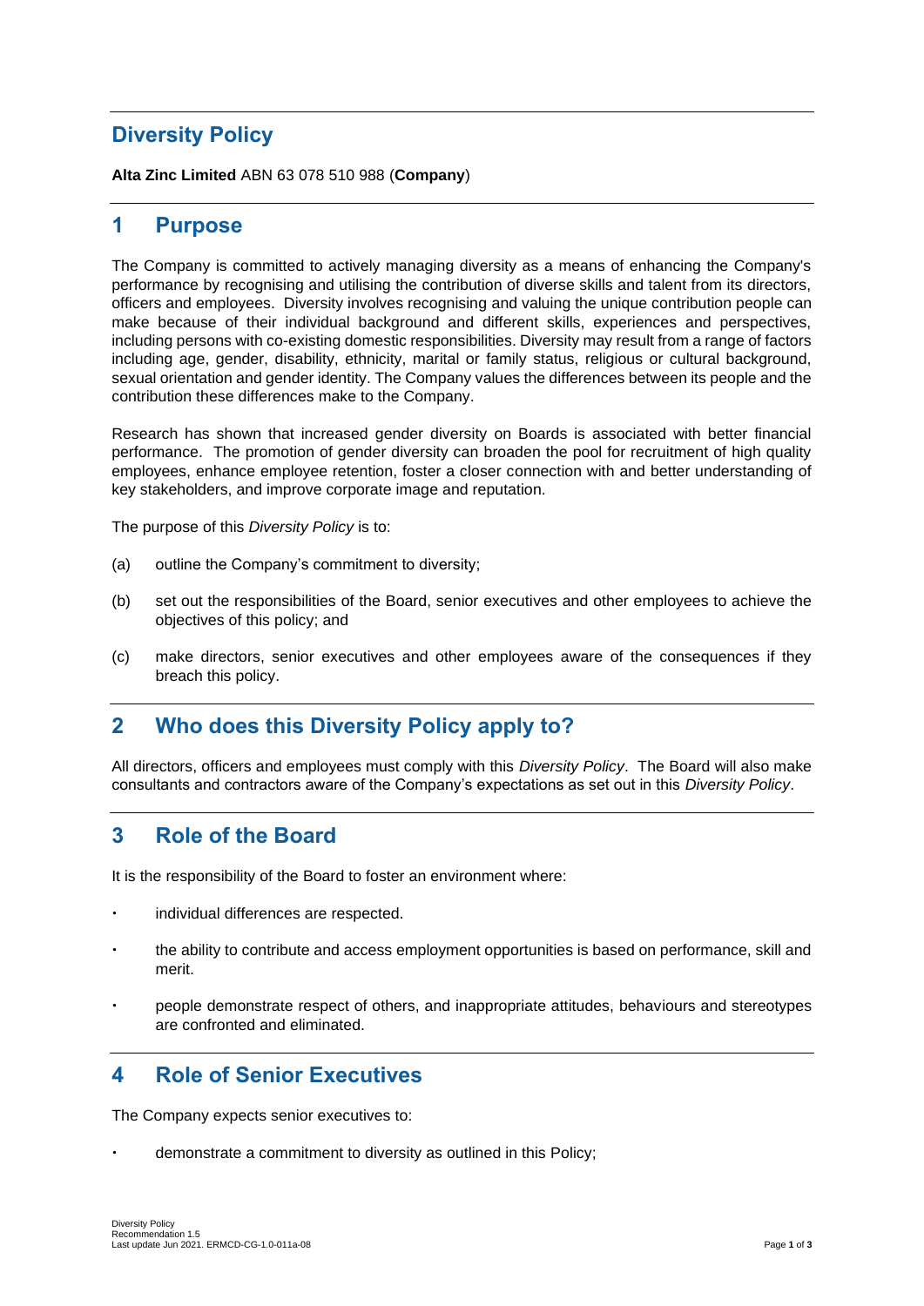# Diversity Policy

**Alta Zinc Limited** ABN 63 078 510 988 (**Company**)

## 1 Purpose

The Company is committed to actively managing diversity as a means of enhancing the Company's performance by recognising and utilising the contribution of diverse skills and talent from its directors, officers and employees. Diversity involves recognising and valuing the unique contribution people can make because of their individual background and different skills, experiences and perspectives, including persons with co-existing domestic responsibilities. Diversity may result from a range of factors including age, gender, disability, ethnicity, marital or family status, religious or cultural background, sexual orientation and gender identity. The Company values the differences between its people and the contribution these differences make to the Company.

Research has shown that increased gender diversity on Boards is associated with better financial performance. The promotion of gender diversity can broaden the pool for recruitment of high quality employees, enhance employee retention, foster a closer connection with and better understanding of key stakeholders, and improve corporate image and reputation.

The purpose of this *Diversity Policy* is to:

(a) outline the Company's commitment to diversity;

(b) set out the responsibilities of the Board, senior executives and other employees to achieve the objectives of this policy; and

(c) make directors, senior executives and other employees aware of the consequences if they breach this policy.

## 2 Who does this Diversity Policy apply to?

All directors, officers and employees must comply with this *Diversity Policy*. The Board will also make consultants and contractors aware of the Company's expectations as set out in this *Diversity Policy*.

## 3 Role of the Board

It is the responsibility of the Board to foster an environment where:

- individual differences are respected.
- the ability to contribute and access employment opportunities is based on performance, skill and merit.
- people demonstrate respect of others, and inappropriate attitudes, behaviours and stereotypes are confronted and eliminated.

## 4 Role of Senior Executives

The Company expects senior executives to:

- demonstrate a commitment to diversity as outlined in this Policy;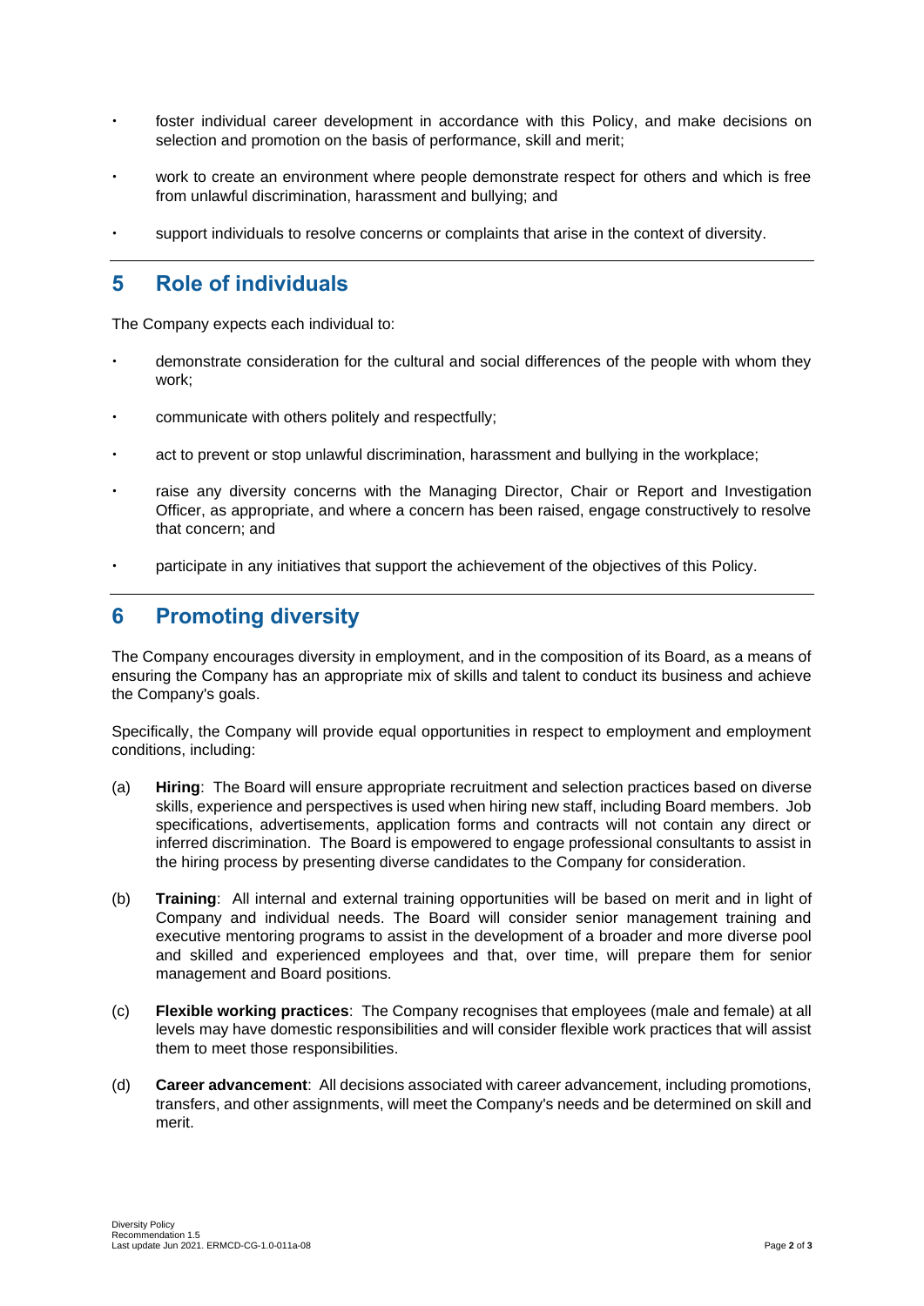- foster individual career development in accordance with this Policy, and make decisions on selection and promotion on the basis of performance, skill and merit;
- work to create an environment where people demonstrate respect for others and which is free from unlawful discrimination, harassment and bullying; and
- support individuals to resolve concerns or complaints that arise in the context of diversity.

## 5 Role of individuals

The Company expects each individual to:

- demonstrate consideration for the cultural and social differences of the people with whom they work;
- communicate with others politely and respectfully;
- act to prevent or stop unlawful discrimination, harassment and bullying in the workplace;
- raise any diversity concerns with the Managing Director, Chair or Report and Investigation Officer, as appropriate, and where a concern has been raised, engage constructively to resolve that concern; and
- participate in any initiatives that support the achievement of the objectives of this Policy.

## 6 Promoting diversity

The Company encourages diversity in employment, and in the composition of its Board, as a means of ensuring the Company has an appropriate mix of skills and talent to conduct its business and achieve the Company's goals.

Specifically, the Company will provide equal opportunities in respect to employment and employment conditions, including:

(a) **Hiring**: The Board will ensure appropriate recruitment and selection practices based on diverse skills, experience and perspectives is used when hiring new staff, including Board members. Job specifications, advertisements, application forms and contracts will not contain any direct or inferred discrimination. The Board is empowered to engage professional consultants to assist in the hiring process by presenting diverse candidates to the Company for consideration.

(b) **Training**: All internal and external training opportunities will be based on merit and in light of Company and individual needs. The Board will consider senior management training and executive mentoring programs to assist in the development of a broader and more diverse pool and skilled and experienced employees and that, over time, will prepare them for senior management and Board positions.

(c) **Flexible working practices**: The Company recognises that employees (male and female) at all levels may have domestic responsibilities and will consider flexible work practices that will assist them to meet those responsibilities.

(d) **Career advancement**: All decisions associated with career advancement, including promotions, transfers, and other assignments, will meet the Company's needs and be determined on skill and merit.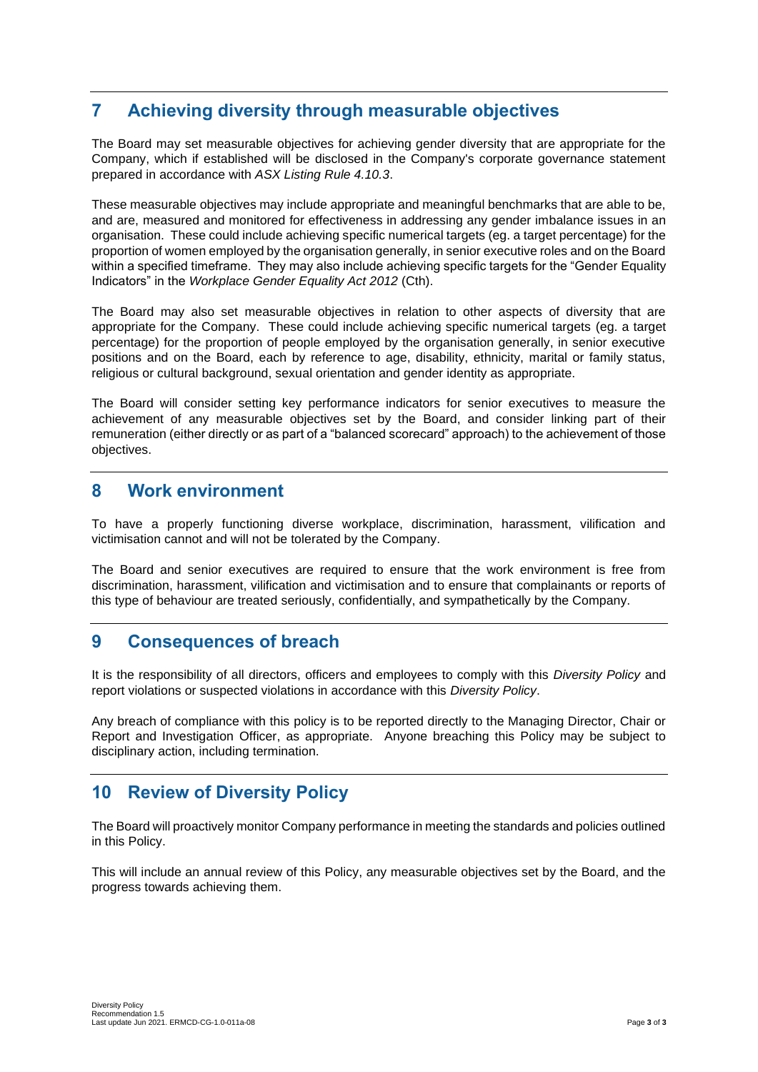## 7 Achieving diversity through measurable objectives

The Board may set measurable objectives for achieving gender diversity that are appropriate for the Company, which if established will be disclosed in the Company's corporate governance statement prepared in accordance with *ASX Listing Rule 4.10.3*.

These measurable objectives may include appropriate and meaningful benchmarks that are able to be, and are, measured and monitored for effectiveness in addressing any gender imbalance issues in an organisation. These could include achieving specific numerical targets (eg. a target percentage) for the proportion of women employed by the organisation generally, in senior executive roles and on the Board within a specified timeframe. They may also include achieving specific targets for the "Gender Equality Indicators" in the *Workplace Gender Equality Act 2012* (Cth).

The Board may also set measurable objectives in relation to other aspects of diversity that are appropriate for the Company. These could include achieving specific numerical targets (eg. a target percentage) for the proportion of people employed by the organisation generally, in senior executive positions and on the Board, each by reference to age, disability, ethnicity, marital or family status, religious or cultural background, sexual orientation and gender identity as appropriate.

The Board will consider setting key performance indicators for senior executives to measure the achievement of any measurable objectives set by the Board, and consider linking part of their remuneration (either directly or as part of a "balanced scorecard" approach) to the achievement of those objectives.

## 8 Work environment

To have a properly functioning diverse workplace, discrimination, harassment, vilification and victimisation cannot and will not be tolerated by the Company.

The Board and senior executives are required to ensure that the work environment is free from discrimination, harassment, vilification and victimisation and to ensure that complainants or reports of this type of behaviour are treated seriously, confidentially, and sympathetically by the Company.

## 9 Consequences of breach

It is the responsibility of all directors, officers and employees to comply with this *Diversity Policy* and report violations or suspected violations in accordance with this *Diversity Policy*.

Any breach of compliance with this policy is to be reported directly to the Managing Director, Chair or Report and Investigation Officer, as appropriate. Anyone breaching this Policy may be subject to disciplinary action, including termination.

## 10 Review of Diversity Policy

The Board will proactively monitor Company performance in meeting the standards and policies outlined in this Policy.

This will include an annual review of this Policy, any measurable objectives set by the Board, and the progress towards achieving them.